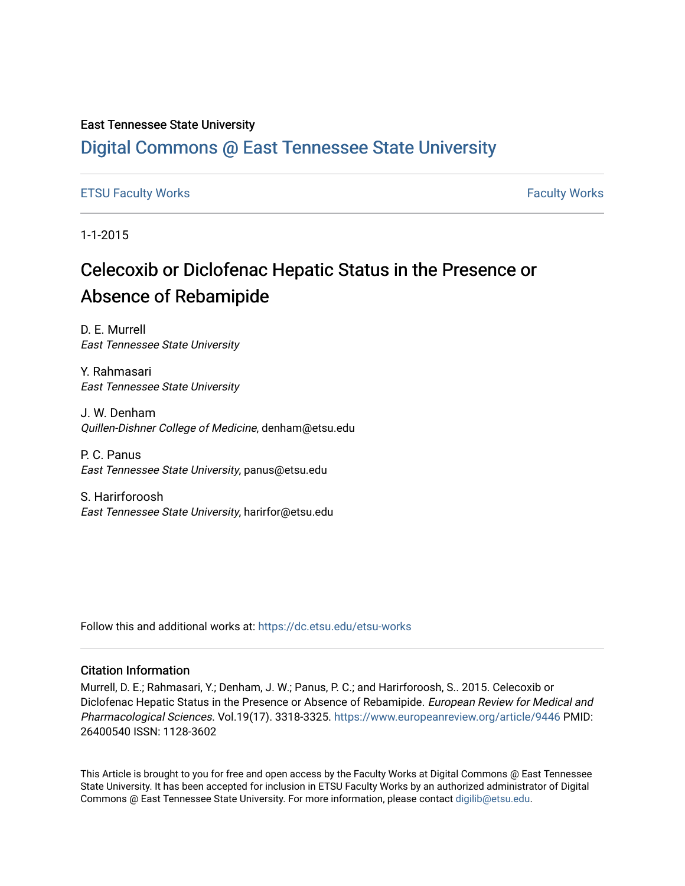East Tennessee State University

# Digital Commons @ East Tennessee State University

ETSU Faculty Works | Faculty Works

1-1-2015

## Celecoxib or Diclofenac Hepatic Status in the Presence or Absence of Rebamipide

D. E. Murrell
*East Tennessee State University*

Y. Rahmasari
*East Tennessee State University*

J. W. Denham
*Quillen-Dishner College of Medicine*, denham@etsu.edu

P. C. Panus
*East Tennessee State University*, panus@etsu.edu

S. Harirforoosh
*East Tennessee State University*, harirfor@etsu.edu

Follow this and additional works at: https://dc.etsu.edu/etsu-works

### Citation Information

Murrell, D. E.; Rahmasari, Y.; Denham, J. W.; Panus, P. C.; and Harirforoosh, S.. 2015. Celecoxib or Diclofenac Hepatic Status in the Presence or Absence of Rebamipide. *European Review for Medical and Pharmacological Sciences*. Vol.19(17). 3318-3325. https://www.europeanreview.org/article/9446 PMID: 26400540 ISSN: 1128-3602

This Article is brought to you for free and open access by the Faculty Works at Digital Commons @ East Tennessee State University. It has been accepted for inclusion in ETSU Faculty Works by an authorized administrator of Digital Commons @ East Tennessee State University. For more information, please contact digilib@etsu.edu.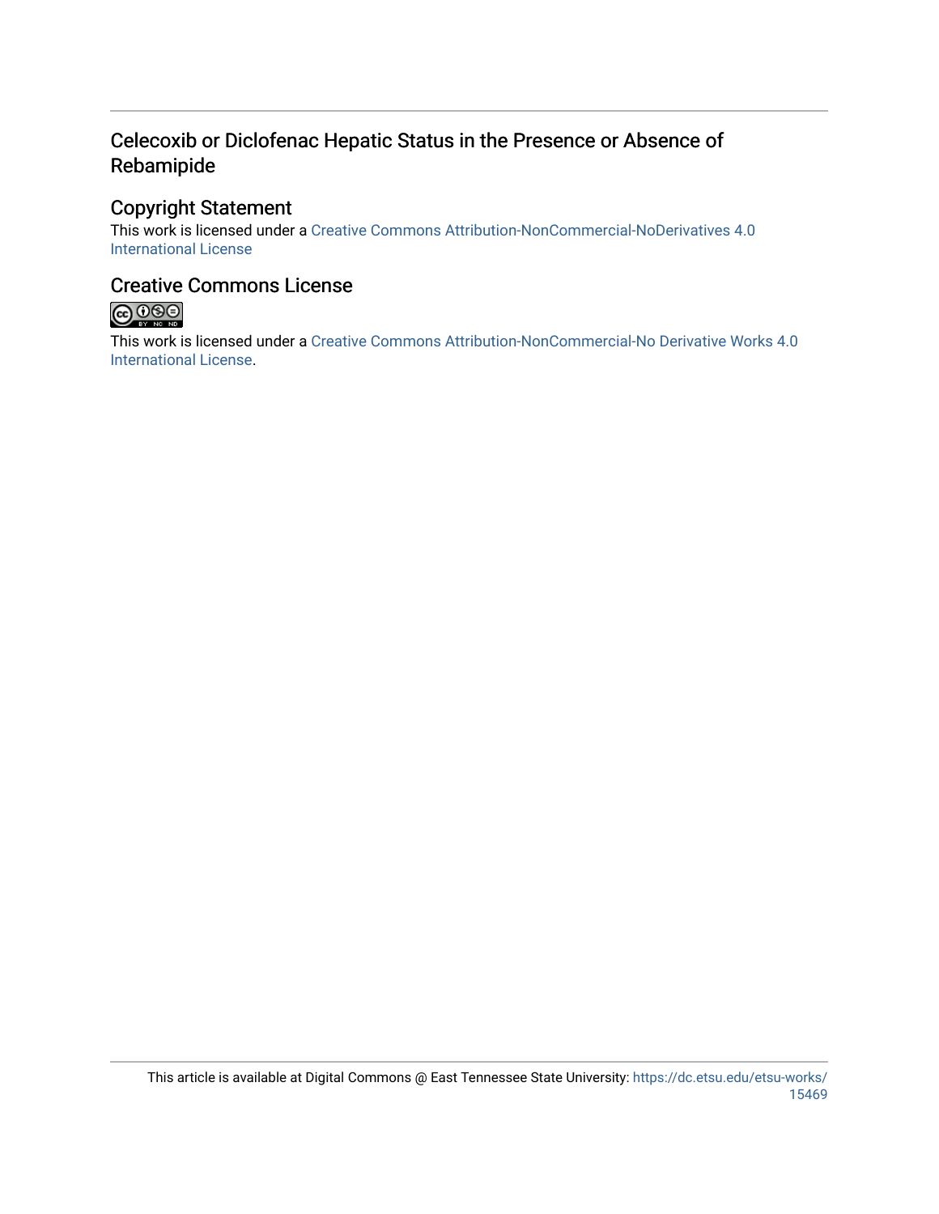# Celecoxib or Diclofenac Hepatic Status in the Presence or Absence of Rebamipide

## Copyright Statement

This work is licensed under a Creative Commons Attribution-NonCommercial-NoDerivatives 4.0 International License

## Creative Commons License

This work is licensed under a Creative Commons Attribution-NonCommercial-No Derivative Works 4.0 International License.

This article is available at Digital Commons @ East Tennessee State University: https://dc.etsu.edu/etsu-works/15469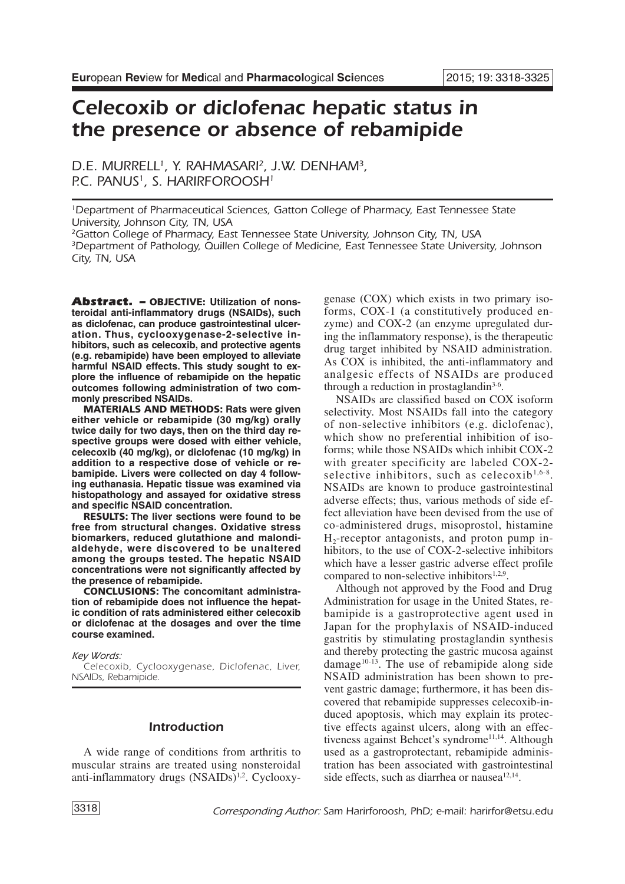# Celecoxib or diclofenac hepatic status in the presence or absence of rebamipide

D.E. MURRELL[1], Y. RAHMASARI[2], J.W. DENHAM[3], P.C. PANUS[1], S. HARIRFOROOSH[1]

[1]Department of Pharmaceutical Sciences, Gatton College of Pharmacy, East Tennessee State University, Johnson City, TN, USA

[2]Gatton College of Pharmacy, East Tennessee State University, Johnson City, TN, USA

[3]Department of Pathology, Quillen College of Medicine, East Tennessee State University, Johnson City, TN, USA

**Abstract. – OBJECTIVE: Utilization of nonsteroidal anti-inflammatory drugs (NSAIDs), such as diclofenac, can produce gastrointestinal ulceration. Thus, cyclooxygenase-2-selective inhibitors, such as celecoxib, and protective agents (e.g. rebamipide) have been employed to alleviate harmful NSAID effects. This study sought to explore the influence of rebamipide on the hepatic outcomes following administration of two commonly prescribed NSAIDs.**

**MATERIALS AND METHODS: Rats were given either vehicle or rebamipide (30 mg/kg) orally twice daily for two days, then on the third day respective groups were dosed with either vehicle, celecoxib (40 mg/kg), or diclofenac (10 mg/kg) in addition to a respective dose of vehicle or rebamipide. Livers were collected on day 4 following euthanasia. Hepatic tissue was examined via histopathology and assayed for oxidative stress and specific NSAID concentration.**

**RESULTS: The liver sections were found to be free from structural changes. Oxidative stress biomarkers, reduced glutathione and malondialdehyde, were discovered to be unaltered among the groups tested. The hepatic NSAID concentrations were not significantly affected by the presence of rebamipide.**

**CONCLUSIONS: The concomitant administration of rebamipide does not influence the hepatic condition of rats administered either celecoxib or diclofenac at the dosages and over the time course examined.**

*Key Words:*

Celecoxib, Cyclooxygenase, Diclofenac, Liver, NSAIDs, Rebamipide.

## Introduction

A wide range of conditions from arthritis to muscular strains are treated using nonsteroidal anti-inflammatory drugs (NSAIDs)[1,2]. Cyclooxygenase (COX) which exists in two primary isoforms, COX-1 (a constitutively produced enzyme) and COX-2 (an enzyme upregulated during the inflammatory response), is the therapeutic drug target inhibited by NSAID administration. As COX is inhibited, the anti-inflammatory and analgesic effects of NSAIDs are produced through a reduction in prostaglandin[3-6].

NSAIDs are classified based on COX isoform selectivity. Most NSAIDs fall into the category of non-selective inhibitors (e.g. diclofenac), which show no preferential inhibition of isoforms; while those NSAIDs which inhibit COX-2 with greater specificity are labeled COX-2-selective inhibitors, such as celecoxib[1,6-8]. NSAIDs are known to produce gastrointestinal adverse effects; thus, various methods of side effect alleviation have been devised from the use of co-administered drugs, misoprostol, histamine $H_2$-receptor antagonists, and proton pump inhibitors, to the use of COX-2-selective inhibitors which have a lesser gastric adverse effect profile compared to non-selective inhibitors[1,2,9].

Although not approved by the Food and Drug Administration for usage in the United States, rebamipide is a gastroprotective agent used in Japan for the prophylaxis of NSAID-induced gastritis by stimulating prostaglandin synthesis and thereby protecting the gastric mucosa against damage[10-13]. The use of rebamipide along side NSAID administration has been shown to prevent gastric damage; furthermore, it has been discovered that rebamipide suppresses celecoxib-induced apoptosis, which may explain its protective effects against ulcers, along with an effectiveness against Behcet's syndrome[11,14]. Although used as a gastroprotectant, rebamipide administration has been associated with gastrointestinal side effects, such as diarrhea or nausea[12,14].

*Corresponding Author:* Sam Harirforoosh, PhD; e-mail: harirfor@etsu.edu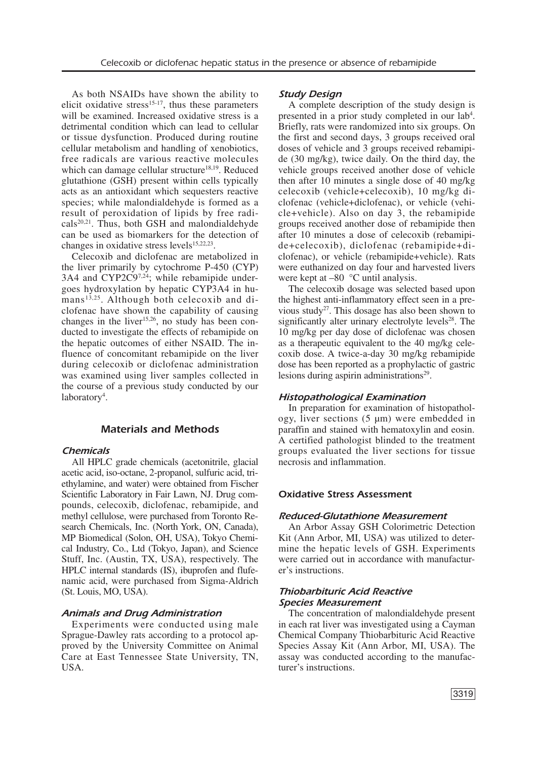As both NSAIDs have shown the ability to elicit oxidative stress[15-17], thus these parameters will be examined. Increased oxidative stress is a detrimental condition which can lead to cellular or tissue dysfunction. Produced during routine cellular metabolism and handling of xenobiotics, free radicals are various reactive molecules which can damage cellular structure[18,19]. Reduced glutathione (GSH) present within cells typically acts as an antioxidant which sequesters reactive species; while malondialdehyde is formed as a result of peroxidation of lipids by free radicals[20,21]. Thus, both GSH and malondialdehyde can be used as biomarkers for the detection of changes in oxidative stress levels[15,22,23].

Celecoxib and diclofenac are metabolized in the liver primarily by cytochrome P-450 (CYP) 3A4 and CYP2C9[7,24]; while rebamipide undergoes hydroxylation by hepatic CYP3A4 in humans[13,25]. Although both celecoxib and diclofenac have shown the capability of causing changes in the liver[15,26], no study has been conducted to investigate the effects of rebamipide on the hepatic outcomes of either NSAID. The influence of concomitant rebamipide on the liver during celecoxib or diclofenac administration was examined using liver samples collected in the course of a previous study conducted by our laboratory[4].

## Materials and Methods

### Chemicals

All HPLC grade chemicals (acetonitrile, glacial acetic acid, iso-octane, 2-propanol, sulfuric acid, triethylamine, and water) were obtained from Fischer Scientific Laboratory in Fair Lawn, NJ. Drug compounds, celecoxib, diclofenac, rebamipide, and methyl cellulose, were purchased from Toronto Research Chemicals, Inc. (North York, ON, Canada), MP Biomedical (Solon, OH, USA), Tokyo Chemical Industry, Co., Ltd (Tokyo, Japan), and Science Stuff, Inc. (Austin, TX, USA), respectively. The HPLC internal standards (IS), ibuprofen and flufenamic acid, were purchased from Sigma-Aldrich (St. Louis, MO, USA).

### Animals and Drug Administration

Experiments were conducted using male Sprague-Dawley rats according to a protocol approved by the University Committee on Animal Care at East Tennessee State University, TN, USA.

### Study Design

A complete description of the study design is presented in a prior study completed in our lab[4]. Briefly, rats were randomized into six groups. On the first and second days, 3 groups received oral doses of vehicle and 3 groups received rebamipide (30 mg/kg), twice daily. On the third day, the vehicle groups received another dose of vehicle then after 10 minutes a single dose of 40 mg/kg celecoxib (vehicle+celecoxib), 10 mg/kg diclofenac (vehicle+diclofenac), or vehicle (vehicle+vehicle). Also on day 3, the rebamipide groups received another dose of rebamipide then after 10 minutes a dose of celecoxib (rebamipide+celecoxib), diclofenac (rebamipide+diclofenac), or vehicle (rebamipide+vehicle). Rats were euthanized on day four and harvested livers were kept at –80 °C until analysis.

The celecoxib dosage was selected based upon the highest anti-inflammatory effect seen in a previous study[27]. This dosage has also been shown to significantly alter urinary electrolyte levels[28]. The 10 mg/kg per day dose of diclofenac was chosen as a therapeutic equivalent to the 40 mg/kg celecoxib dose. A twice-a-day 30 mg/kg rebamipide dose has been reported as a prophylactic of gastric lesions during aspirin administrations[29].

### Histopathological Examination

In preparation for examination of histopathology, liver sections (5 µm) were embedded in paraffin and stained with hematoxylin and eosin. A certified pathologist blinded to the treatment groups evaluated the liver sections for tissue necrosis and inflammation.

## Oxidative Stress Assessment

### Reduced-Glutathione Measurement

An Arbor Assay GSH Colorimetric Detection Kit (Ann Arbor, MI, USA) was utilized to determine the hepatic levels of GSH. Experiments were carried out in accordance with manufacturer's instructions.

### Thiobarbituric Acid Reactive Species Measurement

The concentration of malondialdehyde present in each rat liver was investigated using a Cayman Chemical Company Thiobarbituric Acid Reactive Species Assay Kit (Ann Arbor, MI, USA). The assay was conducted according to the manufacturer's instructions.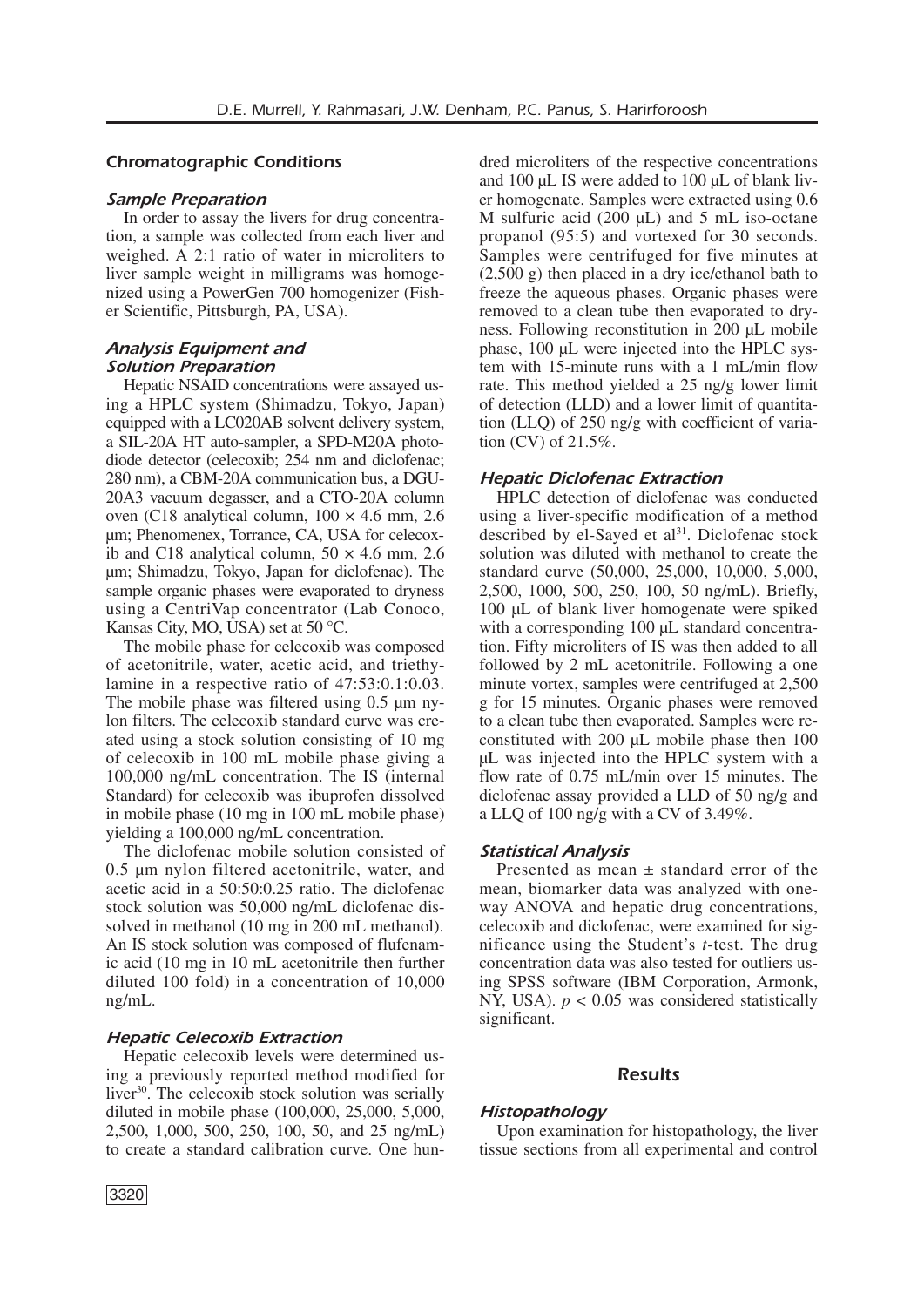### Chromatographic Conditions

#### Sample Preparation

In order to assay the livers for drug concentration, a sample was collected from each liver and weighed. A 2:1 ratio of water in microliters to liver sample weight in milligrams was homogenized using a PowerGen 700 homogenizer (Fisher Scientific, Pittsburgh, PA, USA).

#### Analysis Equipment and Solution Preparation

Hepatic NSAID concentrations were assayed using a HPLC system (Shimadzu, Tokyo, Japan) equipped with a LC020AB solvent delivery system, a SIL-20A HT auto-sampler, a SPD-M20A photodiode detector (celecoxib; 254 nm and diclofenac; 280 nm), a CBM-20A communication bus, a DGU-20A3 vacuum degasser, and a CTO-20A column oven (C18 analytical column, 100 × 4.6 mm, 2.6 µm; Phenomenex, Torrance, CA, USA for celecoxib and C18 analytical column, 50 × 4.6 mm, 2.6 µm; Shimadzu, Tokyo, Japan for diclofenac). The sample organic phases were evaporated to dryness using a CentriVap concentrator (Lab Conoco, Kansas City, MO, USA) set at 50 °C.

The mobile phase for celecoxib was composed of acetonitrile, water, acetic acid, and triethylamine in a respective ratio of 47:53:0.1:0.03. The mobile phase was filtered using 0.5 µm nylon filters. The celecoxib standard curve was created using a stock solution consisting of 10 mg of celecoxib in 100 mL mobile phase giving a 100,000 ng/mL concentration. The IS (internal Standard) for celecoxib was ibuprofen dissolved in mobile phase (10 mg in 100 mL mobile phase) yielding a 100,000 ng/mL concentration.

The diclofenac mobile solution consisted of 0.5 µm nylon filtered acetonitrile, water, and acetic acid in a 50:50:0.25 ratio. The diclofenac stock solution was 50,000 ng/mL diclofenac dissolved in methanol (10 mg in 200 mL methanol). An IS stock solution was composed of flufenamic acid (10 mg in 10 mL acetonitrile then further diluted 100 fold) in a concentration of 10,000 ng/mL.

#### Hepatic Celecoxib Extraction

Hepatic celecoxib levels were determined using a previously reported method modified for liver[30]. The celecoxib stock solution was serially diluted in mobile phase (100,000, 25,000, 5,000, 2,500, 1,000, 500, 250, 100, 50, and 25 ng/mL) to create a standard calibration curve. One hundred microliters of the respective concentrations and 100 µL IS were added to 100 µL of blank liver homogenate. Samples were extracted using 0.6 M sulfuric acid (200 µL) and 5 mL iso-octane propanol (95:5) and vortexed for 30 seconds. Samples were centrifuged for five minutes at (2,500 g) then placed in a dry ice/ethanol bath to freeze the aqueous phases. Organic phases were removed to a clean tube then evaporated to dryness. Following reconstitution in 200 µL mobile phase, 100 µL were injected into the HPLC system with 15-minute runs with a 1 mL/min flow rate. This method yielded a 25 ng/g lower limit of detection (LLD) and a lower limit of quantitation (LLQ) of 250 ng/g with coefficient of variation (CV) of 21.5%.

#### Hepatic Diclofenac Extraction

HPLC detection of diclofenac was conducted using a liver-specific modification of a method described by el-Sayed et al[31]. Diclofenac stock solution was diluted with methanol to create the standard curve (50,000, 25,000, 10,000, 5,000, 2,500, 1000, 500, 250, 100, 50 ng/mL). Briefly, 100 µL of blank liver homogenate were spiked with a corresponding 100 µL standard concentration. Fifty microliters of IS was then added to all followed by 2 mL acetonitrile. Following a one minute vortex, samples were centrifuged at 2,500 g for 15 minutes. Organic phases were removed to a clean tube then evaporated. Samples were reconstituted with 200 µL mobile phase then 100 µL was injected into the HPLC system with a flow rate of 0.75 mL/min over 15 minutes. The diclofenac assay provided a LLD of 50 ng/g and a LLQ of 100 ng/g with a CV of 3.49%.

#### Statistical Analysis

Presented as mean ± standard error of the mean, biomarker data was analyzed with one-way ANOVA and hepatic drug concentrations, celecoxib and diclofenac, were examined for significance using the Student's *t*-test. The drug concentration data was also tested for outliers using SPSS software (IBM Corporation, Armonk, NY, USA). $p < 0.05$ was considered statistically significant.

## Results

#### Histopathology

Upon examination for histopathology, the liver tissue sections from all experimental and control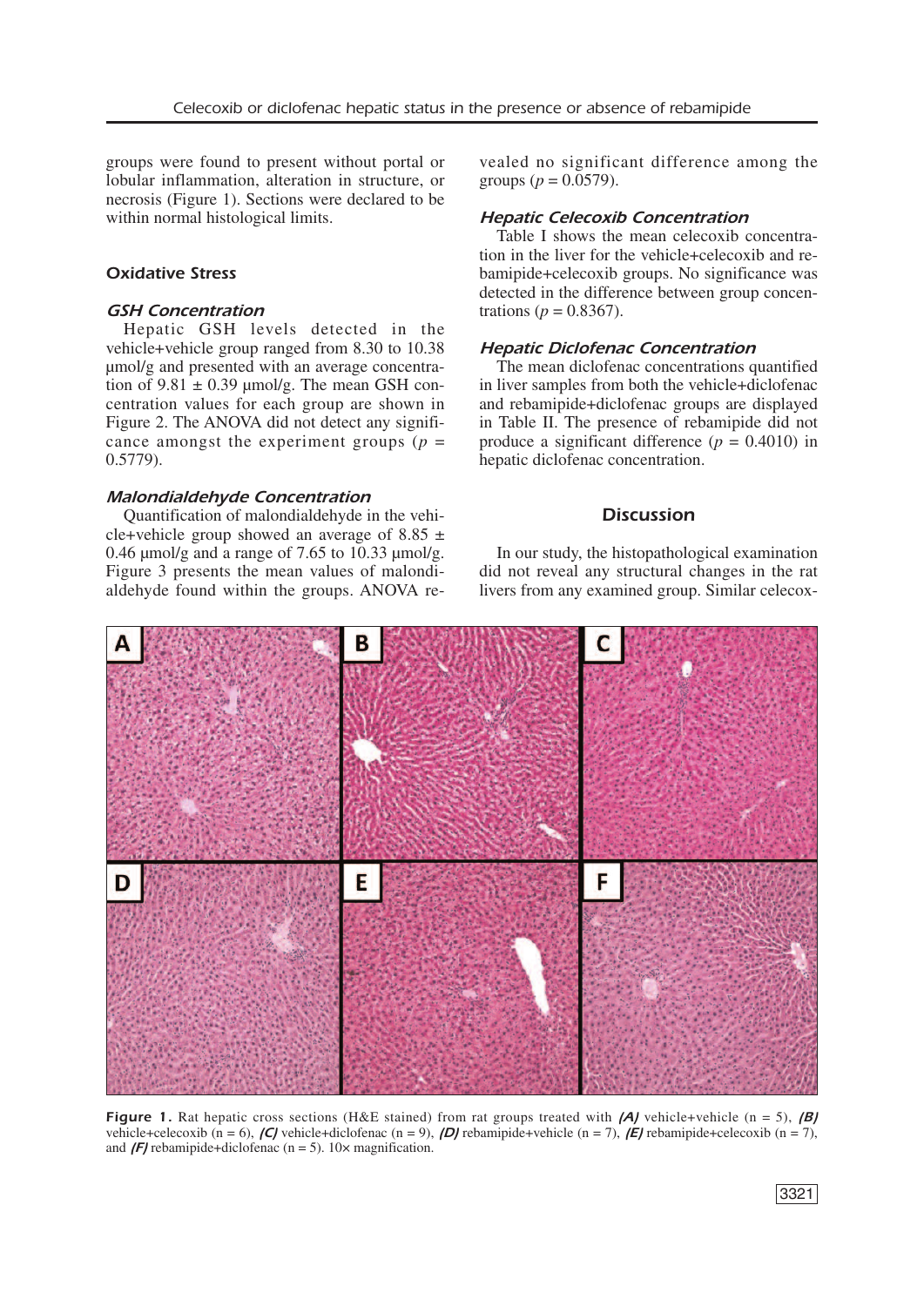groups were found to present without portal or lobular inflammation, alteration in structure, or necrosis (Figure 1). Sections were declared to be within normal histological limits.

## Oxidative Stress

### GSH Concentration

Hepatic GSH levels detected in the vehicle+vehicle group ranged from 8.30 to 10.38 μmol/g and presented with an average concentration of 9.81 ± 0.39 μmol/g. The mean GSH concentration values for each group are shown in Figure 2. The ANOVA did not detect any significance amongst the experiment groups ($p$ = 0.5779).

### Malondialdehyde Concentration

Quantification of malondialdehyde in the vehicle+vehicle group showed an average of 8.85 ± 0.46 μmol/g and a range of 7.65 to 10.33 μmol/g. Figure 3 presents the mean values of malondialdehyde found within the groups. ANOVA revealed no significant difference among the groups ($p$ = 0.0579).

### Hepatic Celecoxib Concentration

Table I shows the mean celecoxib concentration in the liver for the vehicle+celecoxib and rebamipide+celecoxib groups. No significance was detected in the difference between group concentrations ($p$ = 0.8367).

### Hepatic Diclofenac Concentration

The mean diclofenac concentrations quantified in liver samples from both the vehicle+diclofenac and rebamipide+diclofenac groups are displayed in Table II. The presence of rebamipide did not produce a significant difference ($p$ = 0.4010) in hepatic diclofenac concentration.

## Discussion

In our study, the histopathological examination did not reveal any structural changes in the rat livers from any examined group. Similar celecox-

**Figure 1.** Rat hepatic cross sections (H&E stained) from rat groups treated with *(A)* vehicle+vehicle (n = 5), *(B)* vehicle+celecoxib (n = 6), *(C)* vehicle+diclofenac (n = 9), *(D)* rebamipide+vehicle (n = 7), *(E)* rebamipide+celecoxib (n = 7), and *(F)* rebamipide+diclofenac (n = 5). 10× magnification.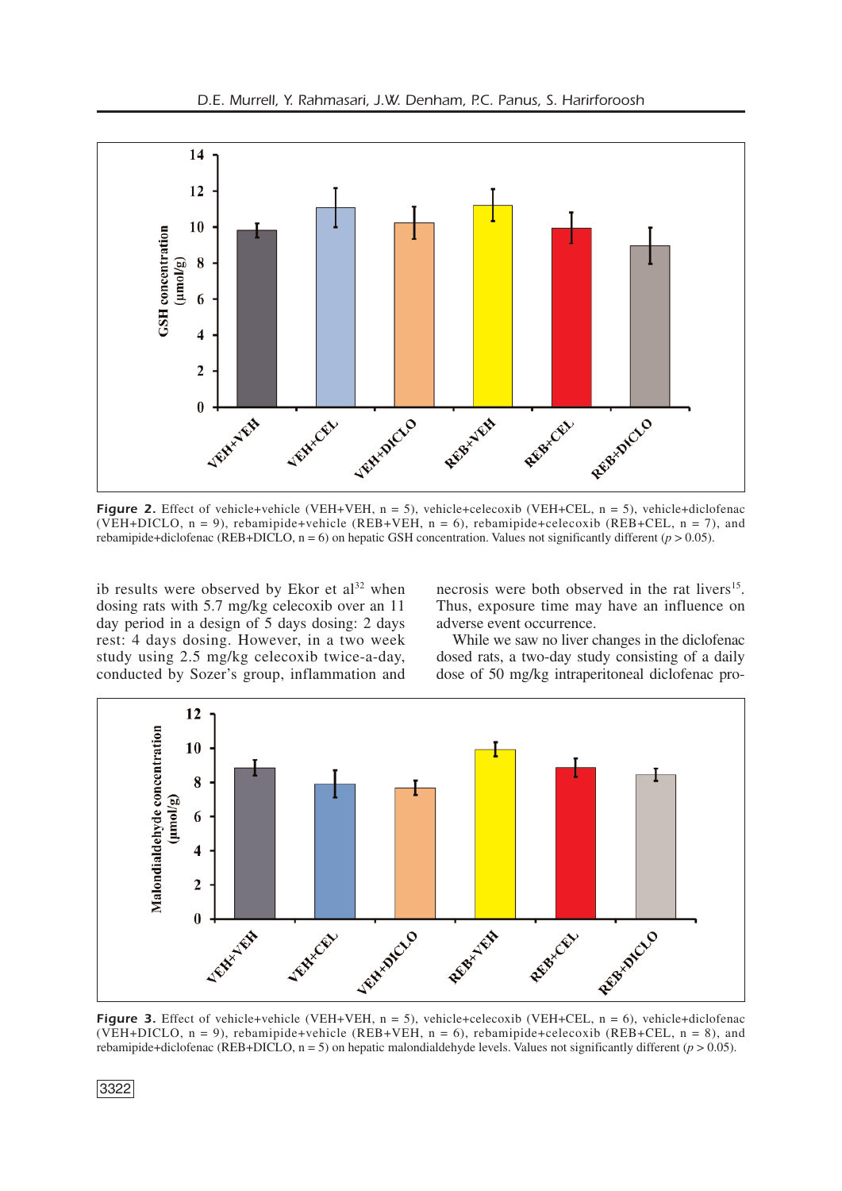**Figure 2.** Effect of vehicle+vehicle (VEH+VEH, n = 5), vehicle+celecoxib (VEH+CEL, n = 5), vehicle+diclofenac (VEH+DICLO, n = 9), rebamipide+vehicle (REB+VEH, n = 6), rebamipide+celecoxib (REB+CEL, n = 7), and rebamipide+diclofenac (REB+DICLO, n = 6) on hepatic GSH concentration. Values not significantly different ($p > 0.05$).

ib results were observed by Ekor et al[32] when dosing rats with 5.7 mg/kg celecoxib over an 11 day period in a design of 5 days dosing: 2 days rest: 4 days dosing. However, in a two week study using 2.5 mg/kg celecoxib twice-a-day, conducted by Sozer's group, inflammation and necrosis were both observed in the rat livers[15]. Thus, exposure time may have an influence on adverse event occurrence.

While we saw no liver changes in the diclofenac dosed rats, a two-day study consisting of a daily dose of 50 mg/kg intraperitoneal diclofenac pro-

**Figure 3.** Effect of vehicle+vehicle (VEH+VEH, n = 5), vehicle+celecoxib (VEH+CEL, n = 6), vehicle+diclofenac (VEH+DICLO, n = 9), rebamipide+vehicle (REB+VEH, n = 6), rebamipide+celecoxib (REB+CEL, n = 8), and rebamipide+diclofenac (REB+DICLO, n = 5) on hepatic malondialdehyde levels. Values not significantly different ($p > 0.05$).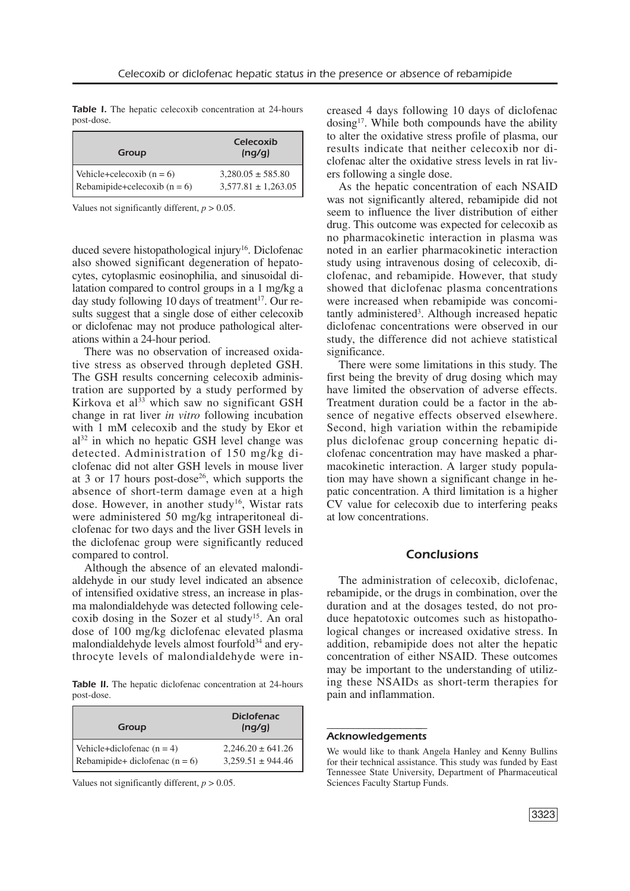**Table I.** The hepatic celecoxib concentration at 24-hours post-dose.

| Group | Celecoxib (ng/g) |
|---|---|
| Vehicle+celecoxib (n = 6) | 3,280.05 ± 585.80 |
| Rebamipide+celecoxib (n = 6) | 3,577.81 ± 1,263.05 |

Values not significantly different, $p > 0.05$.

duced severe histopathological injury[16]. Diclofenac also showed significant degeneration of hepatocytes, cytoplasmic eosinophilia, and sinusoidal dilatation compared to control groups in a 1 mg/kg a day study following 10 days of treatment[17]. Our results suggest that a single dose of either celecoxib or diclofenac may not produce pathological alterations within a 24-hour period.

There was no observation of increased oxidative stress as observed through depleted GSH. The GSH results concerning celecoxib administration are supported by a study performed by Kirkova et al[33] which saw no significant GSH change in rat liver *in vitro* following incubation with 1 mM celecoxib and the study by Ekor et al[32] in which no hepatic GSH level change was detected. Administration of 150 mg/kg diclofenac did not alter GSH levels in mouse liver at 3 or 17 hours post-dose[26], which supports the absence of short-term damage even at a high dose. However, in another study[16], Wistar rats were administered 50 mg/kg intraperitoneal diclofenac for two days and the liver GSH levels in the diclofenac group were significantly reduced compared to control.

Although the absence of an elevated malondialdehyde in our study level indicated an absence of intensified oxidative stress, an increase in plasma malondialdehyde was detected following celecoxib dosing in the Sozer et al study[15]. An oral dose of 100 mg/kg diclofenac elevated plasma malondialdehyde levels almost fourfold[34] and erythrocyte levels of malondialdehyde were increased 4 days following 10 days of diclofenac dosing[17]. While both compounds have the ability to alter the oxidative stress profile of plasma, our results indicate that neither celecoxib nor diclofenac alter the oxidative stress levels in rat livers following a single dose.

**Table II.** The hepatic diclofenac concentration at 24-hours post-dose.

| Group | Diclofenac (ng/g) |
|---|---|
| Vehicle+diclofenac (n = 4) | 2,246.20 ± 641.26 |
| Rebamipide+ diclofenac (n = 6) | 3,259.51 ± 944.46 |

Values not significantly different, $p > 0.05$.

As the hepatic concentration of each NSAID was not significantly altered, rebamipide did not seem to influence the liver distribution of either drug. This outcome was expected for celecoxib as no pharmacokinetic interaction in plasma was noted in an earlier pharmacokinetic interaction study using intravenous dosing of celecoxib, diclofenac, and rebamipide. However, that study showed that diclofenac plasma concentrations were increased when rebamipide was concomitantly administered[3]. Although increased hepatic diclofenac concentrations were observed in our study, the difference did not achieve statistical significance.

There were some limitations in this study. The first being the brevity of drug dosing which may have limited the observation of adverse effects. Treatment duration could be a factor in the absence of negative effects observed elsewhere. Second, high variation within the rebamipide plus diclofenac group concerning hepatic diclofenac concentration may have masked a pharmacokinetic interaction. A larger study population may have shown a significant change in hepatic concentration. A third limitation is a higher CV value for celecoxib due to interfering peaks at low concentrations.

## Conclusions

The administration of celecoxib, diclofenac, rebamipide, or the drugs in combination, over the duration and at the dosages tested, do not produce hepatotoxic outcomes such as histopathological changes or increased oxidative stress. In addition, rebamipide does not alter the hepatic concentration of either NSAID. These outcomes may be important to the understanding of utilizing these NSAIDs as short-term therapies for pain and inflammation.

### Acknowledgements

We would like to thank Angela Hanley and Kenny Bullins for their technical assistance. This study was funded by East Tennessee State University, Department of Pharmaceutical Sciences Faculty Startup Funds.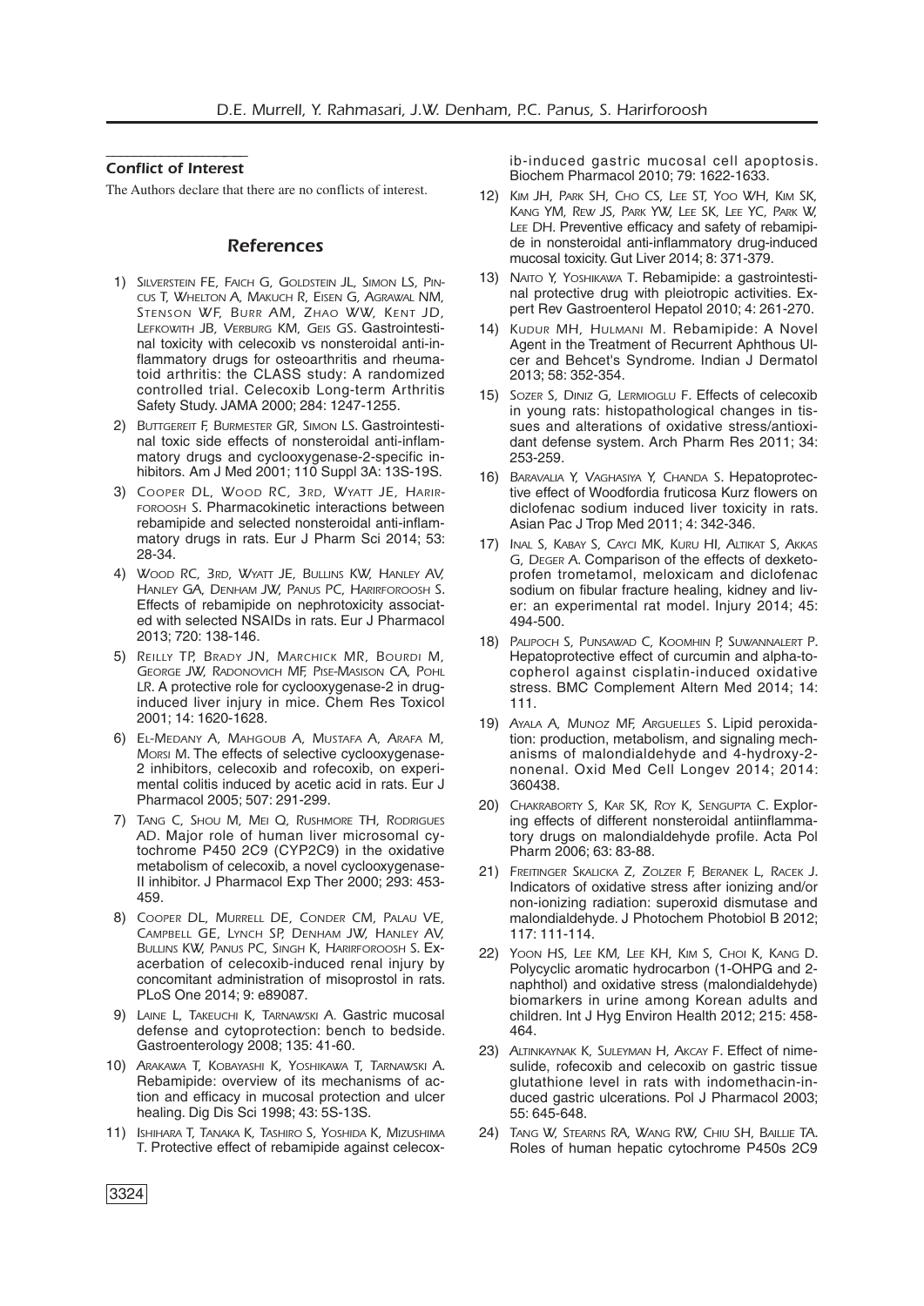## Conflict of Interest

The Authors declare that there are no conflicts of interest.

## References

1) Silverstein FE, Faich G, Goldstein JL, Simon LS, Pincus T, Whelton A, Makuch R, Eisen G, Agrawal NM, Stenson WF, Burr AM, Zhao WW, Kent JD, Lefkowith JB, Verburg KM, Geis GS. Gastrointestinal toxicity with celecoxib vs nonsteroidal anti-inflammatory drugs for osteoarthritis and rheumatoid arthritis: the CLASS study: A randomized controlled trial. Celecoxib Long-term Arthritis Safety Study. JAMA 2000; 284: 1247-1255.
2) Buttgereit F, Burmester GR, Simon LS. Gastrointestinal toxic side effects of nonsteroidal anti-inflammatory drugs and cyclooxygenase-2-specific inhibitors. Am J Med 2001; 110 Suppl 3A: 13S-19S.
3) Cooper DL, Wood RC, 3rd, Wyatt JE, Harirforoosh S. Pharmacokinetic interactions between rebamipide and selected nonsteroidal anti-inflammatory drugs in rats. Eur J Pharm Sci 2014; 53: 28-34.
4) Wood RC, 3rd, Wyatt JE, Bullins KW, Hanley AV, Hanley GA, Denham JW, Panus PC, Harirforoosh S. Effects of rebamipide on nephrotoxicity associated with selected NSAIDs in rats. Eur J Pharmacol 2013; 720: 138-146.
5) Reilly TP, Brady JN, Marchick MR, Bourdi M, George JW, Radonovich MF, Pise-Masison CA, Pohl LR. A protective role for cyclooxygenase-2 in drug-induced liver injury in mice. Chem Res Toxicol 2001; 14: 1620-1628.
6) El-Medany A, Mahgoub A, Mustafa A, Arafa M, Morsi M. The effects of selective cyclooxygenase-2 inhibitors, celecoxib and rofecoxib, on experimental colitis induced by acetic acid in rats. Eur J Pharmacol 2005; 507: 291-299.
7) Tang C, Shou M, Mei Q, Rushmore TH, Rodrigues AD. Major role of human liver microsomal cytochrome P450 2C9 (CYP2C9) in the oxidative metabolism of celecoxib, a novel cyclooxygenase-II inhibitor. J Pharmacol Exp Ther 2000; 293: 453-459.
8) Cooper DL, Murrell DE, Conder CM, Palau VE, Campbell GE, Lynch SP, Denham JW, Hanley AV, Bullins KW, Panus PC, Singh K, Harirforoosh S. Exacerbation of celecoxib-induced renal injury by concomitant administration of misoprostol in rats. PLoS One 2014; 9: e89087.
9) Laine L, Takeuchi K, Tarnawski A. Gastric mucosal defense and cytoprotection: bench to bedside. Gastroenterology 2008; 135: 41-60.
10) Arakawa T, Kobayashi K, Yoshikawa T, Tarnawski A. Rebamipide: overview of its mechanisms of action and efficacy in mucosal protection and ulcer healing. Dig Dis Sci 1998; 43: 5S-13S.
11) Ishihara T, Tanaka K, Tashiro S, Yoshida K, Mizushima T. Protective effect of rebamipide against celecoxib-induced gastric mucosal cell apoptosis. Biochem Pharmacol 2010; 79: 1622-1633.
12) Kim JH, Park SH, Cho CS, Lee ST, Yoo WH, Kim SK, Kang YM, Rew JS, Park YW, Lee SK, Lee YC, Park W, Lee DH. Preventive efficacy and safety of rebamipide in nonsteroidal anti-inflammatory drug-induced mucosal toxicity. Gut Liver 2014; 8: 371-379.
13) Naito Y, Yoshikawa T. Rebamipide: a gastrointestinal protective drug with pleiotropic activities. Expert Rev Gastroenterol Hepatol 2010; 4: 261-270.
14) Kudur MH, Hulmani M. Rebamipide: A Novel Agent in the Treatment of Recurrent Aphthous Ulcer and Behcet's Syndrome. Indian J Dermatol 2013; 58: 352-354.
15) Sozer S, Diniz G, Lermioglu F. Effects of celecoxib in young rats: histopathological changes in tissues and alterations of oxidative stress/antioxidant defense system. Arch Pharm Res 2011; 34: 253-259.
16) Baravalia Y, Vaghasiya Y, Chanda S. Hepatoprotective effect of Woodfordia fruticosa Kurz flowers on diclofenac sodium induced liver toxicity in rats. Asian Pac J Trop Med 2011; 4: 342-346.
17) Inal S, Kabay S, Cayci MK, Kuru HI, Altikat S, Akkas G, Deger A. Comparison of the effects of dexketoprofen trometamol, meloxicam and diclofenac sodium on fibular fracture healing, kidney and liver: an experimental rat model. Injury 2014; 45: 494-500.
18) Palipoch S, Punsawad C, Koomhin P, Suwannalert P. Hepatoprotective effect of curcumin and alpha-tocopherol against cisplatin-induced oxidative stress. BMC Complement Altern Med 2014; 14: 111.
19) Ayala A, Munoz MF, Arguelles S. Lipid peroxidation: production, metabolism, and signaling mechanisms of malondialdehyde and 4-hydroxy-2-nonenal. Oxid Med Cell Longev 2014; 2014: 360438.
20) Chakraborty S, Kar SK, Roy K, Sengupta C. Exploring effects of different nonsteroidal antiinflammatory drugs on malondialdehyde profile. Acta Pol Pharm 2006; 63: 83-88.
21) Freitinger Skalicka Z, Zolzer F, Beranek L, Racek J. Indicators of oxidative stress after ionizing and/or non-ionizing radiation: superoxid dismutase and malondialdehyde. J Photochem Photobiol B 2012; 117: 111-114.
22) Yoon HS, Lee KM, Lee KH, Kim S, Choi K, Kang D. Polycyclic aromatic hydrocarbon (1-OHPG and 2-naphthol) and oxidative stress (malondialdehyde) biomarkers in urine among Korean adults and children. Int J Hyg Environ Health 2012; 215: 458-464.
23) Altinkaynak K, Suleyman H, Akcay F. Effect of nimesulide, rofecoxib and celecoxib on gastric tissue glutathione level in rats with indomethacin-induced gastric ulcerations. Pol J Pharmacol 2003; 55: 645-648.
24) Tang W, Stearns RA, Wang RW, Chiu SH, Baillie TA. Roles of human hepatic cytochrome P450s 2C9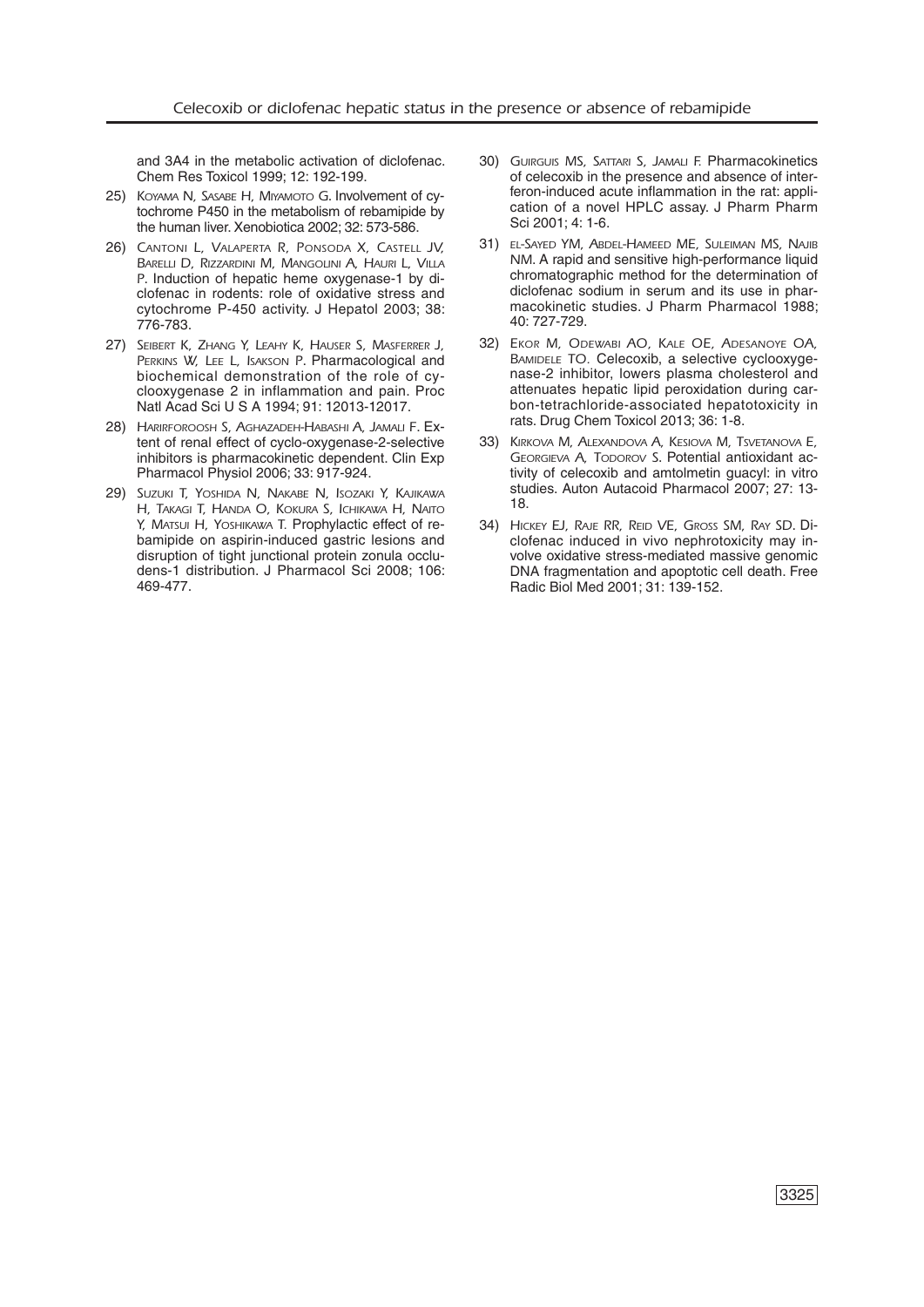and 3A4 in the metabolic activation of diclofenac. Chem Res Toxicol 1999; 12: 192-199.

25) Koyama N, Sasabe H, Miyamoto G. Involvement of cytochrome P450 in the metabolism of rebamipide by the human liver. Xenobiotica 2002; 32: 573-586.

26) Cantoni L, Valaperta R, Ponsoda X, Castell JV, Barelli D, Rizzardini M, Mangolini A, Hauri L, Villa P. Induction of hepatic heme oxygenase-1 by diclofenac in rodents: role of oxidative stress and cytochrome P-450 activity. J Hepatol 2003; 38: 776-783.

27) Seibert K, Zhang Y, Leahy K, Hauser S, Masferrer J, Perkins W, Lee L, Isakson P. Pharmacological and biochemical demonstration of the role of cyclooxygenase 2 in inflammation and pain. Proc Natl Acad Sci U S A 1994; 91: 12013-12017.

28) Harirforoosh S, Aghazadeh-Habashi A, Jamali F. Extent of renal effect of cyclo-oxygenase-2-selective inhibitors is pharmacokinetic dependent. Clin Exp Pharmacol Physiol 2006; 33: 917-924.

29) Suzuki T, Yoshida N, Nakabe N, Isozaki Y, Kajikawa H, Takagi T, Handa O, Kokura S, Ichikawa H, Naito Y, Matsui H, Yoshikawa T. Prophylactic effect of rebamipide on aspirin-induced gastric lesions and disruption of tight junctional protein zonula occludens-1 distribution. J Pharmacol Sci 2008; 106: 469-477.

30) Guirguis MS, Sattari S, Jamali F. Pharmacokinetics of celecoxib in the presence and absence of interferon-induced acute inflammation in the rat: application of a novel HPLC assay. J Pharm Pharm Sci 2001; 4: 1-6.

31) el-Sayed YM, Abdel-Hameed ME, Suleiman MS, Najib NM. A rapid and sensitive high-performance liquid chromatographic method for the determination of diclofenac sodium in serum and its use in pharmacokinetic studies. J Pharm Pharmacol 1988; 40: 727-729.

32) Ekor M, Odewabi AO, Kale OE, Adesanoye OA, Bamidele TO. Celecoxib, a selective cyclooxygenase-2 inhibitor, lowers plasma cholesterol and attenuates hepatic lipid peroxidation during carbon-tetrachloride-associated hepatotoxicity in rats. Drug Chem Toxicol 2013; 36: 1-8.

33) Kirkova M, Alexandova A, Kesiova M, Tsvetanova E, Georgieva A, Todorov S. Potential antioxidant activity of celecoxib and amtolmetin guacyl: in vitro studies. Auton Autacoid Pharmacol 2007; 27: 13-18.

34) Hickey EJ, Raje RR, Reid VE, Gross SM, Ray SD. Diclofenac induced in vivo nephrotoxicity may involve oxidative stress-mediated massive genomic DNA fragmentation and apoptotic cell death. Free Radic Biol Med 2001; 31: 139-152.